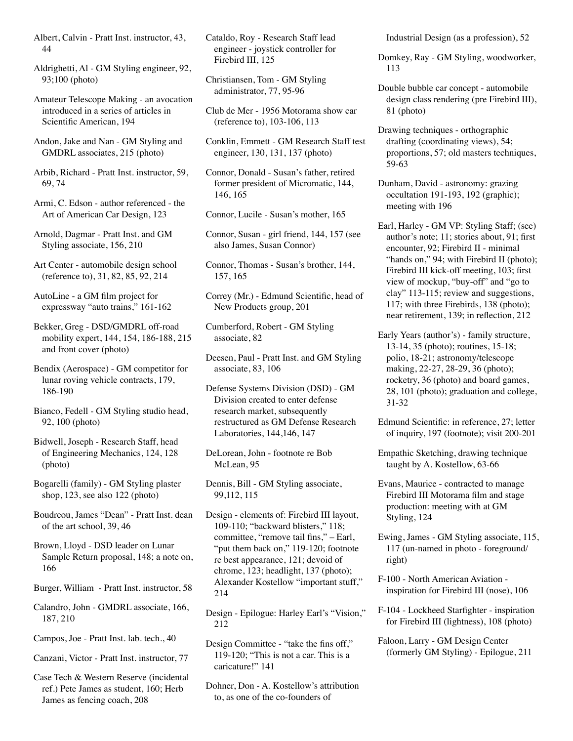Albert, Calvin - Pratt Inst. instructor, 43, 44

Aldrighetti, Al - GM Styling engineer, 92, 93;100 (photo)

Amateur Telescope Making - an avocation introduced in a series of articles in Scientific American, 194

Andon, Jake and Nan - GM Styling and GMDRL associates, 215 (photo)

Arbib, Richard - Pratt Inst. instructor, 59, 69, 74

Armi, C. Edson - author referenced - the Art of American Car Design, 123

Arnold, Dagmar - Pratt Inst. and GM Styling associate, 156, 210

Art Center - automobile design school (reference to), 31, 82, 85, 92, 214

AutoLine - a GM film project for expressway "auto trains," 161-162

Bekker, Greg - DSD/GMDRL off-road mobility expert, 144, 154, 186-188, 215 and front cover (photo)

Bendix (Aerospace) - GM competitor for lunar roving vehicle contracts, 179, 186-190

Bianco, Fedell - GM Styling studio head, 92, 100 (photo)

Bidwell, Joseph - Research Staff, head of Engineering Mechanics, 124, 128 (photo)

Bogarelli (family) - GM Styling plaster shop, 123, see also 122 (photo)

Boudreou, James "Dean" - Pratt Inst. dean of the art school, 39, 46

Brown, Lloyd - DSD leader on Lunar Sample Return proposal, 148; a note on, 166

Burger, William - Pratt Inst. instructor, 58

Calandro, John - GMDRL associate, 166, 187, 210

Campos, Joe - Pratt Inst. lab. tech., 40

Canzani, Victor - Pratt Inst. instructor, 77

Case Tech & Western Reserve (incidental ref.) Pete James as student, 160; Herb James as fencing coach, 208

Cataldo, Roy - Research Staff lead engineer - joystick controller for Firebird III, 125

Christiansen, Tom - GM Styling administrator, 77, 95-96

Club de Mer - 1956 Motorama show car (reference to), 103-106, 113

Conklin, Emmett - GM Research Staff test engineer, 130, 131, 137 (photo)

Connor, Donald - Susan's father, retired former president of Micromatic, 144, 146, 165

Connor, Lucile - Susan's mother, 165

Connor, Susan - girl friend, 144, 157 (see also James, Susan Connor)

Connor, Thomas - Susan's brother, 144, 157, 165

Correy (Mr.) - Edmund Scientific, head of New Products group, 201

Cumberford, Robert - GM Styling associate, 82

Deesen, Paul - Pratt Inst. and GM Styling associate, 83, 106

Defense Systems Division (DSD) - GM Division created to enter defense research market, subsequently restructured as GM Defense Research Laboratories, 144,146, 147

DeLorean, John - footnote re Bob McLean, 95

Dennis, Bill - GM Styling associate, 99,112, 115

Design - elements of: Firebird III layout, 109-110; "backward blisters," 118; committee, "remove tail fins," – Earl, "put them back on," 119-120; footnote re best appearance, 121; devoid of chrome, 123; headlight, 137 (photo); Alexander Kostellow "important stuff," 214

Design - Epilogue: Harley Earl's "Vision," 212

Design Committee - "take the fins off," 119-120; "This is not a car. This is a caricature!" 141

Dohner, Don - A. Kostellow's attribution to, as one of the co-founders of Industrial Design (as a profession), 52

Domkey, Ray - GM Styling, woodworker, 113

Double bubble car concept - automobile design class rendering (pre Firebird III), 81 (photo)

Drawing techniques - orthographic drafting (coordinating views), 54; proportions, 57; old masters techniques, 59-63

Dunham, David - astronomy: grazing occultation 191-193, 192 (graphic); meeting with 196

Earl, Harley - GM VP: Styling Staff; (see) author's note; 11; stories about, 91; first encounter, 92; Firebird II - minimal "hands on," 94; with Firebird II (photo); Firebird III kick-off meeting, 103; first view of mockup, "buy-off" and "go to clay" 113-115; review and suggestions, 117; with three Firebirds, 138 (photo); near retirement, 139; in reflection, 212

Early Years (author's) - family structure, 13-14, 35 (photo); routines, 15-18; polio, 18-21; astronomy/telescope making, 22-27, 28-29, 36 (photo); rocketry, 36 (photo) and board games, 28, 101 (photo); graduation and college, 31-32

Edmund Scientific: in reference, 27; letter of inquiry, 197 (footnote); visit 200-201

Empathic Sketching, drawing technique taught by A. Kostellow, 63-66

Evans, Maurice - contracted to manage Firebird III Motorama film and stage production: meeting with at GM Styling, 124

Ewing, James - GM Styling associate, 115, 117 (un-named in photo - foreground/ right)

F-100 - North American Aviation - inspiration for Firebird III (nose), 106

F-104 - Lockheed Starfighter - inspiration for Firebird III (lightness), 108 (photo)

Faloon, Larry - GM Design Center (formerly GM Styling) - Epilogue, 211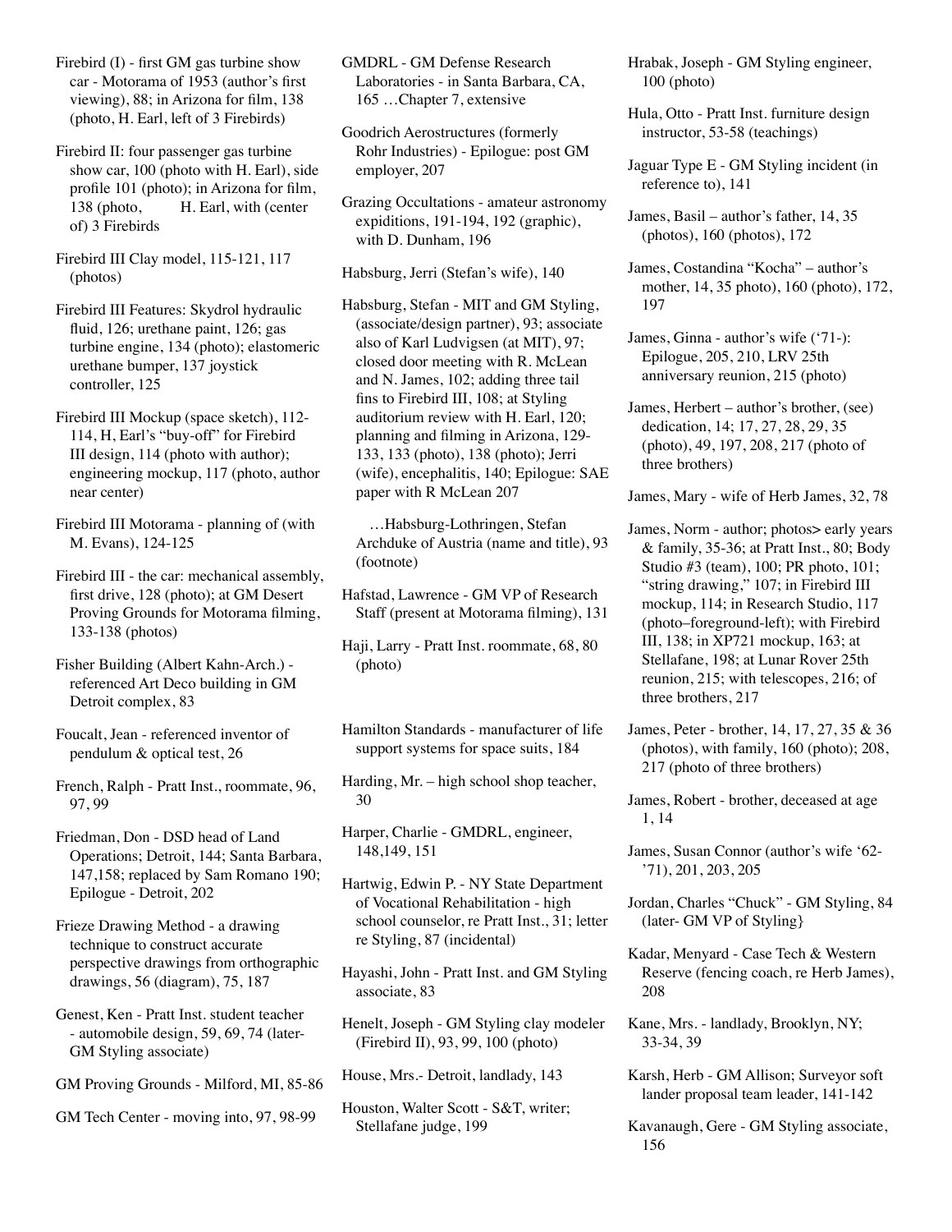Firebird (I) - first GM gas turbine show car - Motorama of 1953 (author's first viewing), 88; in Arizona for film, 138 (photo, H. Earl, left of 3 Firebirds)

Firebird II: four passenger gas turbine show car, 100 (photo with H. Earl), side profile 101 (photo); in Arizona for film, 138 (photo, H. Earl, with (center of) 3 Firebirds

Firebird III Clay model, 115-121, 117 (photos)

Firebird III Features: Skydrol hydraulic fluid, 126; urethane paint, 126; gas turbine engine, 134 (photo); elastomeric urethane bumper, 137 joystick controller, 125

Firebird III Mockup (space sketch), 112-114, H, Earl's "buy-off" for Firebird III design, 114 (photo with author); engineering mockup, 117 (photo, author near center)

Firebird III Motorama - planning of (with M. Evans), 124-125

Firebird III - the car: mechanical assembly, first drive, 128 (photo); at GM Desert Proving Grounds for Motorama filming, 133-138 (photos)

Fisher Building (Albert Kahn-Arch.) - referenced Art Deco building in GM Detroit complex, 83

Foucalt, Jean - referenced inventor of pendulum & optical test, 26

French, Ralph - Pratt Inst., roommate, 96, 97, 99

Friedman, Don - DSD head of Land Operations; Detroit, 144; Santa Barbara, 147,158; replaced by Sam Romano 190; Epilogue - Detroit, 202

Frieze Drawing Method - a drawing technique to construct accurate perspective drawings from orthographic drawings, 56 (diagram), 75, 187

Genest, Ken - Pratt Inst. student teacher - automobile design, 59, 69, 74 (later-GM Styling associate)

GM Proving Grounds - Milford, MI, 85-86

GM Tech Center - moving into, 97, 98-99

GMDRL - GM Defense Research Laboratories - in Santa Barbara, CA, 165 …Chapter 7, extensive

Goodrich Aerostructures (formerly Rohr Industries) - Epilogue: post GM employer, 207

Grazing Occultations - amateur astronomy expiditions, 191-194, 192 (graphic), with D. Dunham, 196

Habsburg, Jerri (Stefan's wife), 140

Habsburg, Stefan - MIT and GM Styling, (associate/design partner), 93; associate also of Karl Ludvigsen (at MIT), 97; closed door meeting with R. McLean and N. James, 102; adding three tail fins to Firebird III, 108; at Styling auditorium review with H. Earl, 120; planning and filming in Arizona, 129-133, 133 (photo), 138 (photo); Jerri (wife), encephalitis, 140; Epilogue: SAE paper with R McLean 207

…Habsburg-Lothringen, Stefan Archduke of Austria (name and title), 93 (footnote)

Hafstad, Lawrence - GM VP of Research Staff (present at Motorama filming), 131

Haji, Larry - Pratt Inst. roommate, 68, 80 (photo)

Hamilton Standards - manufacturer of life support systems for space suits, 184

Harding, Mr. – high school shop teacher, 30

Harper, Charlie - GMDRL, engineer, 148,149, 151

Hartwig, Edwin P. - NY State Department of Vocational Rehabilitation - high school counselor, re Pratt Inst., 31; letter re Styling, 87 (incidental)

Hayashi, John - Pratt Inst. and GM Styling associate, 83

Henelt, Joseph - GM Styling clay modeler (Firebird II), 93, 99, 100 (photo)

House, Mrs.- Detroit, landlady, 143

Houston, Walter Scott - S&T, writer; Stellafane judge, 199

Hrabak, Joseph - GM Styling engineer, 100 (photo)

Hula, Otto - Pratt Inst. furniture design instructor, 53-58 (teachings)

Jaguar Type E - GM Styling incident (in reference to), 141

James, Basil – author's father, 14, 35 (photos), 160 (photos), 172

James, Costandina "Kocha" – author's mother, 14, 35 photo), 160 (photo), 172, 197

James, Ginna - author's wife ('71-): Epilogue, 205, 210, LRV 25th anniversary reunion, 215 (photo)

James, Herbert – author's brother, (see) dedication, 14; 17, 27, 28, 29, 35 (photo), 49, 197, 208, 217 (photo of three brothers)

James, Mary - wife of Herb James, 32, 78

James, Norm - author; photos> early years & family, 35-36; at Pratt Inst., 80; Body Studio #3 (team), 100; PR photo, 101; "string drawing," 107; in Firebird III mockup, 114; in Research Studio, 117 (photo–foreground-left); with Firebird III, 138; in XP721 mockup, 163; at Stellafane, 198; at Lunar Rover 25th reunion, 215; with telescopes, 216; of three brothers, 217

James, Peter - brother, 14, 17, 27, 35 & 36 (photos), with family, 160 (photo); 208, 217 (photo of three brothers)

James, Robert - brother, deceased at age 1, 14

James, Susan Connor (author's wife '62-'71), 201, 203, 205

Jordan, Charles "Chuck" - GM Styling, 84 (later- GM VP of Styling}

Kadar, Menyard - Case Tech & Western Reserve (fencing coach, re Herb James), 208

Kane, Mrs. - landlady, Brooklyn, NY; 33-34, 39

Karsh, Herb - GM Allison; Surveyor soft lander proposal team leader, 141-142

Kavanaugh, Gere - GM Styling associate, 156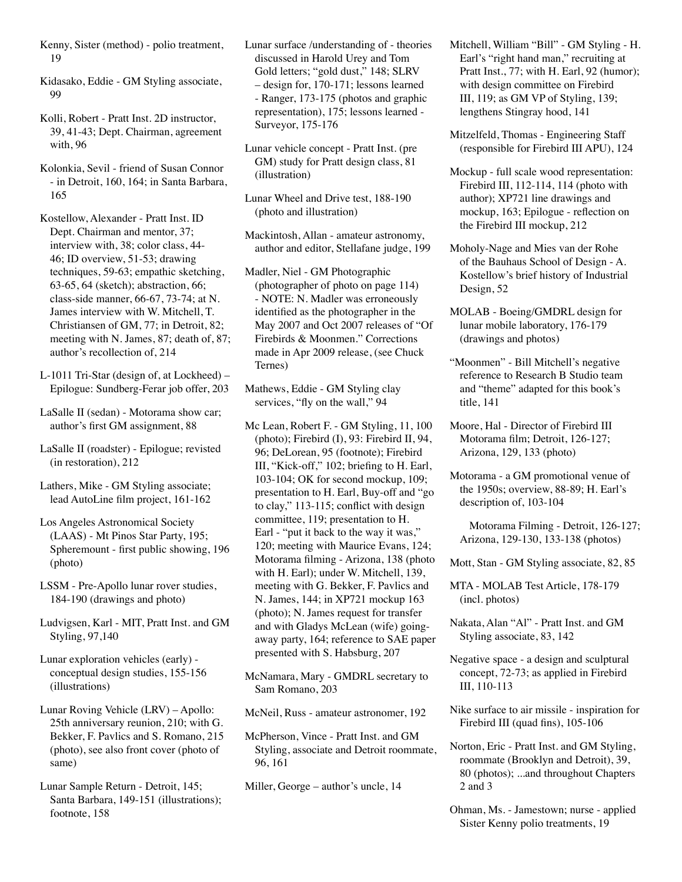Kenny, Sister (method) - polio treatment, 19

Kidasako, Eddie - GM Styling associate, 99

Kolli, Robert - Pratt Inst. 2D instructor, 39, 41-43; Dept. Chairman, agreement with, 96

Kolonkia, Sevil - friend of Susan Connor - in Detroit, 160, 164; in Santa Barbara, 165

Kostellow, Alexander - Pratt Inst. ID Dept. Chairman and mentor, 37; interview with, 38; color class, 44-46; ID overview, 51-53; drawing techniques, 59-63; empathic sketching, 63-65, 64 (sketch); abstraction, 66; class-side manner, 66-67, 73-74; at N. James interview with W. Mitchell, T. Christiansen of GM, 77; in Detroit, 82; meeting with N. James, 87; death of, 87; author's recollection of, 214

L-1011 Tri-Star (design of, at Lockheed) – Epilogue: Sundberg-Ferar job offer, 203

LaSalle II (sedan) - Motorama show car; author's first GM assignment, 88

LaSalle II (roadster) - Epilogue; revisted (in restoration), 212

Lathers, Mike - GM Styling associate; lead AutoLine film project, 161-162

Los Angeles Astronomical Society (LAAS) - Mt Pinos Star Party, 195; Spheremount - first public showing, 196 (photo)

LSSM - Pre-Apollo lunar rover studies, 184-190 (drawings and photo)

Ludvigsen, Karl - MIT, Pratt Inst. and GM Styling, 97,140

Lunar exploration vehicles (early) - conceptual design studies, 155-156 (illustrations)

Lunar Roving Vehicle (LRV) – Apollo: 25th anniversary reunion, 210; with G. Bekker, F. Pavlics and S. Romano, 215 (photo), see also front cover (photo of same)

Lunar Sample Return - Detroit, 145; Santa Barbara, 149-151 (illustrations); footnote, 158

Lunar surface /understanding of - theories discussed in Harold Urey and Tom Gold letters; "gold dust," 148; SLRV – design for, 170-171; lessons learned - Ranger, 173-175 (photos and graphic representation), 175; lessons learned - Surveyor, 175-176

Lunar vehicle concept - Pratt Inst. (pre GM) study for Pratt design class, 81 (illustration)

Lunar Wheel and Drive test, 188-190 (photo and illustration)

Mackintosh, Allan - amateur astronomy, author and editor, Stellafane judge, 199

Madler, Niel - GM Photographic (photographer of photo on page 114) - NOTE: N. Madler was erroneously identified as the photographer in the May 2007 and Oct 2007 releases of "Of Firebirds & Moonmen." Corrections made in Apr 2009 release, (see Chuck Ternes)

Mathews, Eddie - GM Styling clay services, "fly on the wall," 94

Mc Lean, Robert F. - GM Styling, 11, 100 (photo); Firebird (I), 93: Firebird II, 94, 96; DeLorean, 95 (footnote); Firebird III, "Kick-off," 102; briefing to H. Earl, 103-104; OK for second mockup, 109; presentation to H. Earl, Buy-off and "go to clay," 113-115; conflict with design committee, 119; presentation to H. Earl - "put it back to the way it was," 120; meeting with Maurice Evans, 124; Motorama filming - Arizona, 138 (photo with H. Earl); under W. Mitchell, 139, meeting with G. Bekker, F. Pavlics and N. James, 144; in XP721 mockup 163 (photo); N. James request for transfer and with Gladys McLean (wife) going-away party, 164; reference to SAE paper presented with S. Habsburg, 207

McNamara, Mary - GMDRL secretary to Sam Romano, 203

McNeil, Russ - amateur astronomer, 192

McPherson, Vince - Pratt Inst. and GM Styling, associate and Detroit roommate, 96, 161

Miller, George – author's uncle, 14

Mitchell, William "Bill" - GM Styling - H. Earl's "right hand man," recruiting at Pratt Inst., 77; with H. Earl, 92 (humor); with design committee on Firebird III, 119; as GM VP of Styling, 139; lengthens Stingray hood, 141

Mitzelfeld, Thomas - Engineering Staff (responsible for Firebird III APU), 124

Mockup - full scale wood representation: Firebird III, 112-114, 114 (photo with author); XP721 line drawings and mockup, 163; Epilogue - reflection on the Firebird III mockup, 212

Moholy-Nage and Mies van der Rohe of the Bauhaus School of Design - A. Kostellow's brief history of Industrial Design, 52

MOLAB - Boeing/GMDRL design for lunar mobile laboratory, 176-179 (drawings and photos)

"Moonmen" - Bill Mitchell's negative reference to Research B Studio team and "theme" adapted for this book's title, 141

Moore, Hal - Director of Firebird III Motorama film; Detroit, 126-127; Arizona, 129, 133 (photo)

Motorama - a GM promotional venue of the 1950s; overview, 88-89; H. Earl's description of, 103-104

Motorama Filming - Detroit, 126-127; Arizona, 129-130, 133-138 (photos)

Mott, Stan - GM Styling associate, 82, 85

MTA - MOLAB Test Article, 178-179 (incl. photos)

Nakata, Alan "Al" - Pratt Inst. and GM Styling associate, 83, 142

Negative space - a design and sculptural concept, 72-73; as applied in Firebird III, 110-113

Nike surface to air missile - inspiration for Firebird III (quad fins), 105-106

Norton, Eric - Pratt Inst. and GM Styling, roommate (Brooklyn and Detroit), 39, 80 (photos); ...and throughout Chapters 2 and 3

Ohman, Ms. - Jamestown; nurse - applied Sister Kenny polio treatments, 19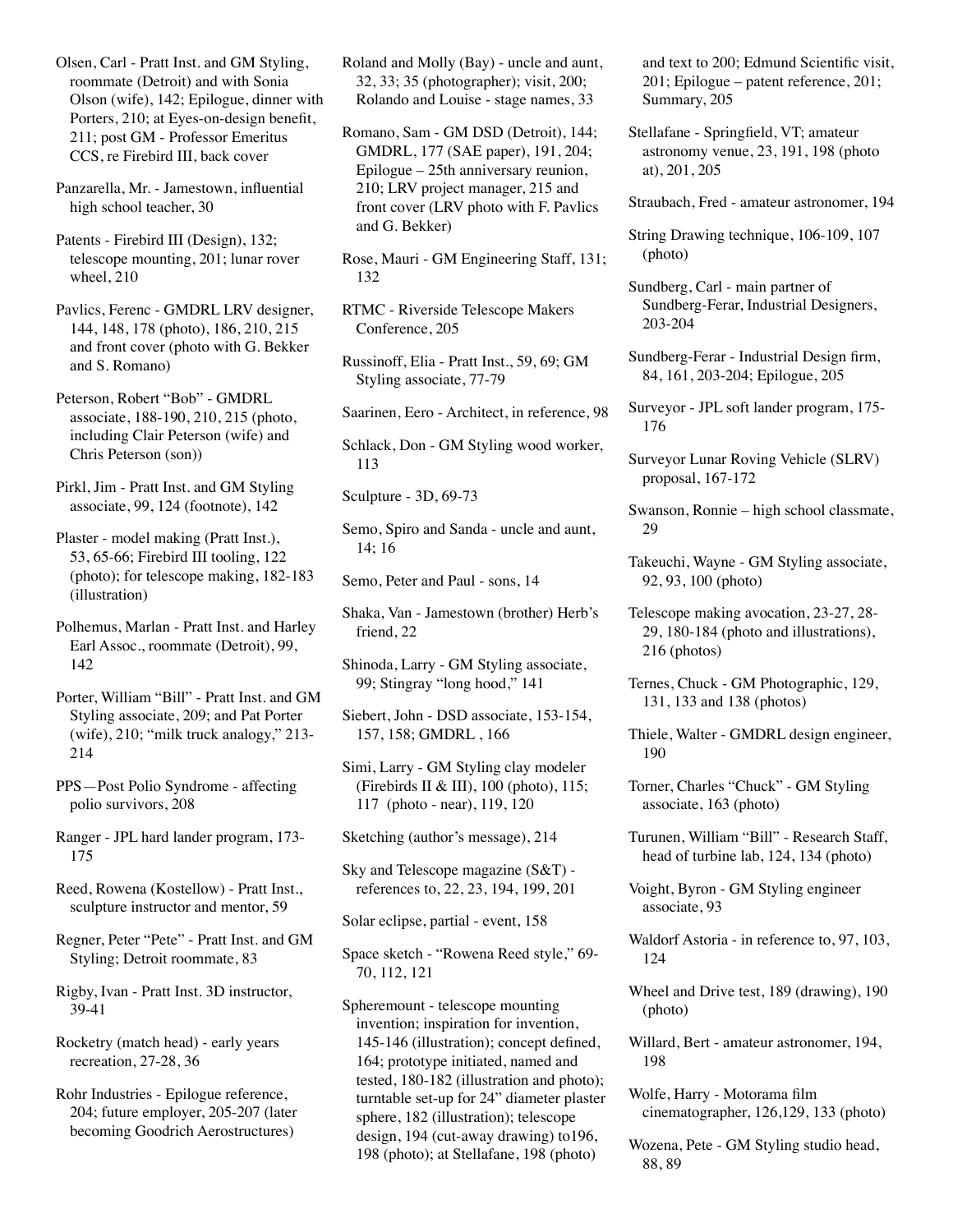Olsen, Carl - Pratt Inst. and GM Styling, roommate (Detroit) and with Sonia Olson (wife), 142; Epilogue, dinner with Porters, 210; at Eyes-on-design benefit, 211; post GM - Professor Emeritus CCS, re Firebird III, back cover

Panzarella, Mr. - Jamestown, influential high school teacher, 30

Patents - Firebird III (Design), 132; telescope mounting, 201; lunar rover wheel, 210

Pavlics, Ferenc - GMDRL LRV designer, 144, 148, 178 (photo), 186, 210, 215 and front cover (photo with G. Bekker and S. Romano)

Peterson, Robert "Bob" - GMDRL associate, 188-190, 210, 215 (photo, including Clair Peterson (wife) and Chris Peterson (son))

Pirkl, Jim - Pratt Inst. and GM Styling associate, 99, 124 (footnote), 142

Plaster - model making (Pratt Inst.), 53, 65-66; Firebird III tooling, 122 (photo); for telescope making, 182-183 (illustration)

Polhemus, Marlan - Pratt Inst. and Harley Earl Assoc., roommate (Detroit), 99, 142

Porter, William "Bill" - Pratt Inst. and GM Styling associate, 209; and Pat Porter (wife), 210; "milk truck analogy," 213-214

PPS—Post Polio Syndrome - affecting polio survivors, 208

Ranger - JPL hard lander program, 173-175

Reed, Rowena (Kostellow) - Pratt Inst., sculpture instructor and mentor, 59

Regner, Peter "Pete" - Pratt Inst. and GM Styling; Detroit roommate, 83

Rigby, Ivan - Pratt Inst. 3D instructor, 39-41

Rocketry (match head) - early years recreation, 27-28, 36

Rohr Industries - Epilogue reference, 204; future employer, 205-207 (later becoming Goodrich Aerostructures)

Roland and Molly (Bay) - uncle and aunt, 32, 33; 35 (photographer); visit, 200; Rolando and Louise - stage names, 33

Romano, Sam - GM DSD (Detroit), 144; GMDRL, 177 (SAE paper), 191, 204; Epilogue – 25th anniversary reunion, 210; LRV project manager, 215 and front cover (LRV photo with F. Pavlics and G. Bekker)

Rose, Mauri - GM Engineering Staff, 131; 132

RTMC - Riverside Telescope Makers Conference, 205

Russinoff, Elia - Pratt Inst., 59, 69; GM Styling associate, 77-79

Saarinen, Eero - Architect, in reference, 98

Schlack, Don - GM Styling wood worker, 113

Sculpture - 3D, 69-73

Semo, Spiro and Sanda - uncle and aunt, 14; 16

Semo, Peter and Paul - sons, 14

Shaka, Van - Jamestown (brother) Herb's friend, 22

Shinoda, Larry - GM Styling associate, 99; Stingray "long hood," 141

Siebert, John - DSD associate, 153-154, 157, 158; GMDRL , 166

Simi, Larry - GM Styling clay modeler (Firebirds II & III), 100 (photo), 115; 117 (photo - near), 119, 120

Sketching (author's message), 214

Sky and Telescope magazine (S&T) - references to, 22, 23, 194, 199, 201

Solar eclipse, partial - event, 158

Space sketch - "Rowena Reed style," 69-70, 112, 121

Spheremount - telescope mounting invention; inspiration for invention, 145-146 (illustration); concept defined, 164; prototype initiated, named and tested, 180-182 (illustration and photo); turntable set-up for 24" diameter plaster sphere, 182 (illustration); telescope design, 194 (cut-away drawing) to196, 198 (photo); at Stellafane, 198 (photo and text to 200; Edmund Scientific visit, 201; Epilogue – patent reference, 201; Summary, 205

Stellafane - Springfield, VT; amateur astronomy venue, 23, 191, 198 (photo at), 201, 205

Straubach, Fred - amateur astronomer, 194

String Drawing technique, 106-109, 107 (photo)

Sundberg, Carl - main partner of Sundberg-Ferar, Industrial Designers, 203-204

Sundberg-Ferar - Industrial Design firm, 84, 161, 203-204; Epilogue, 205

Surveyor - JPL soft lander program, 175-176

Surveyor Lunar Roving Vehicle (SLRV) proposal, 167-172

Swanson, Ronnie – high school classmate, 29

Takeuchi, Wayne - GM Styling associate, 92, 93, 100 (photo)

Telescope making avocation, 23-27, 28-29, 180-184 (photo and illustrations), 216 (photos)

Ternes, Chuck - GM Photographic, 129, 131, 133 and 138 (photos)

Thiele, Walter - GMDRL design engineer, 190

Torner, Charles "Chuck" - GM Styling associate, 163 (photo)

Turunen, William "Bill" - Research Staff, head of turbine lab, 124, 134 (photo)

Voight, Byron - GM Styling engineer associate, 93

Waldorf Astoria - in reference to, 97, 103, 124

Wheel and Drive test, 189 (drawing), 190 (photo)

Willard, Bert - amateur astronomer, 194, 198

Wolfe, Harry - Motorama film cinematographer, 126,129, 133 (photo)

Wozena, Pete - GM Styling studio head, 88, 89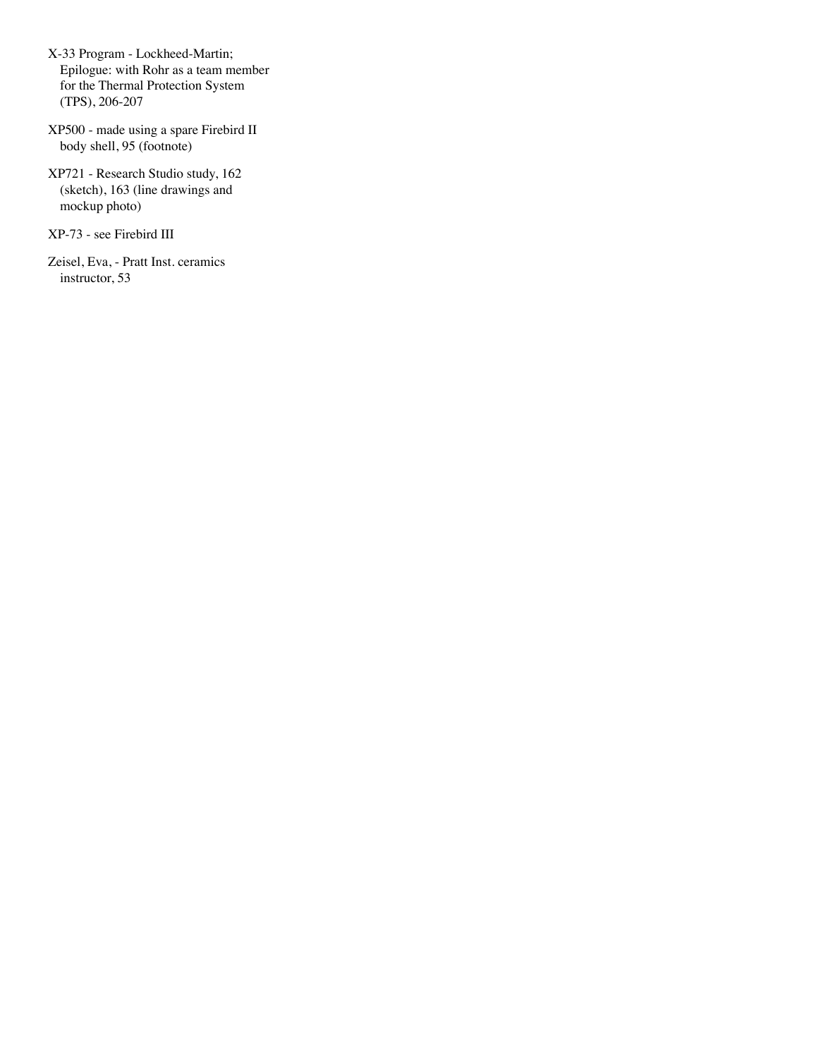X-33 Program - Lockheed-Martin; Epilogue: with Rohr as a team member for the Thermal Protection System (TPS), 206-207

XP500 - made using a spare Firebird II body shell, 95 (footnote)

XP721 - Research Studio study, 162 (sketch), 163 (line drawings and mockup photo)

XP-73 - see Firebird III

Zeisel, Eva, - Pratt Inst. ceramics instructor, 53